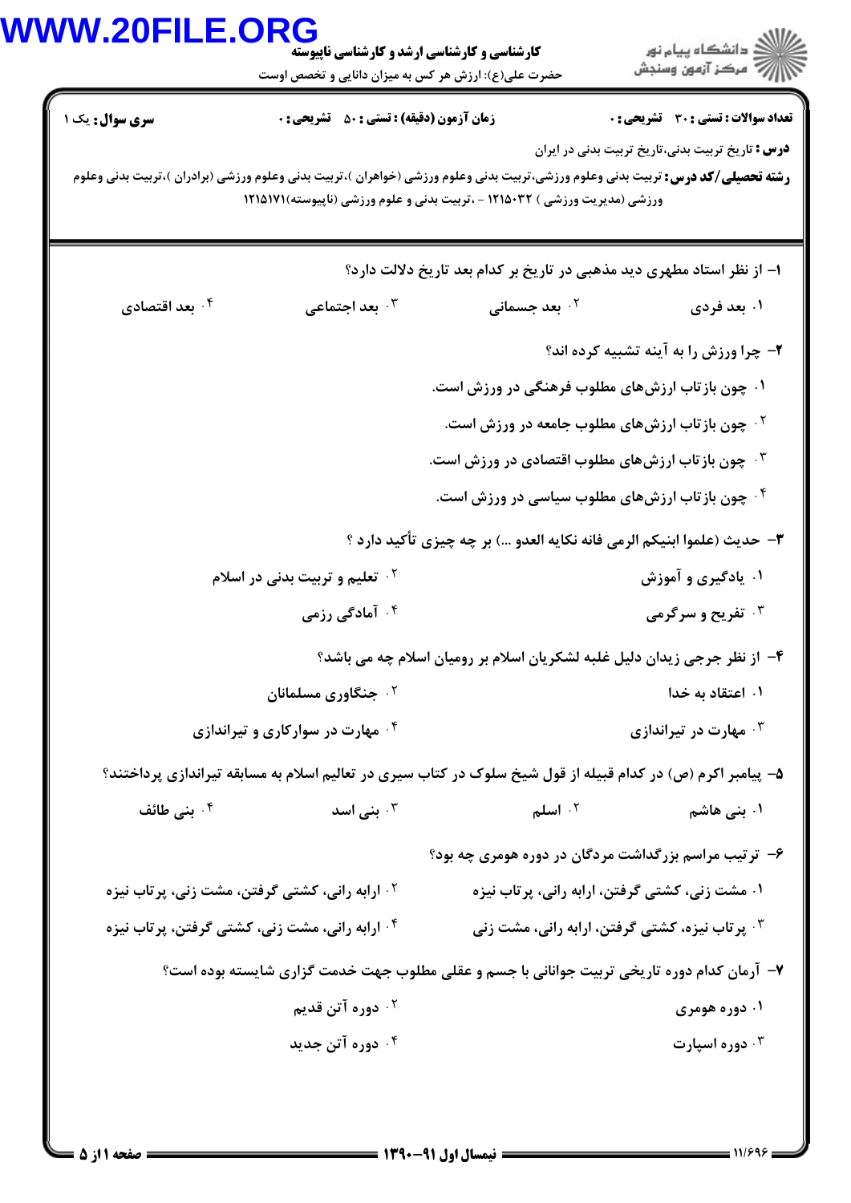**کارشناسی و کارشناسی ارشد و کارشناسی ناپیوسته**

حضرت علی(ع): ارزش هر کس به میزان دانایی و تخصص اوست

دانشگاه پیام نور
مرکز آزمون وسنجش

**تعداد سوالات : تستی : ۳۰ تشریحی : ۰** | **زمان آزمون (دقیقه) : تستی : ۵۰ تشریحی : ۰** | **سری سوال :** یک ۱

**درس :** تاریخ تربیت بدنی،تاریخ تربیت بدنی در ایران

**رشته تحصیلی/کد درس:** تربیت بدنی وعلوم ورزشی،تربیت بدنی وعلوم ورزشی (خواهران )،تربیت بدنی وعلوم ورزشی (برادران )،تربیت بدنی وعلوم ورزشی (مدیریت ورزشی ) ۱۲۱۵۰۳۲ - ،تربیت بدنی و علوم ورزشی (ناپیوسته)۱۲۱۵۱۷۱

---

۱- از نظر استاد مطهری دید مذهبی در تاریخ بر کدام بعد تاریخ دلالت دارد؟

۱. بعد فردی
۲. بعد جسمانی
۳. بعد اجتماعی
۴. بعد اقتصادی

۲- چرا ورزش را به آینه تشبیه کرده اند؟

۱. چون بازتاب ارزش‌های مطلوب فرهنگی در ورزش است.
۲. چون بازتاب ارزش‌های مطلوب جامعه در ورزش است.
۳. چون بازتاب ارزش‌های مطلوب اقتصادی در ورزش است.
۴. چون بازتاب ارزش‌های مطلوب سیاسی در ورزش است.

۳- حدیث (علموا ابنیکم الرمی فانه نکایه العدو ...) بر چه چیزی تأکید دارد ؟

۱. یادگیری و آموزش
۲. تعلیم و تربیت بدنی در اسلام
۳. تفریح و سرگرمی
۴. آمادگی رزمی

۴- از نظر جرجی زیدان دلیل غلبه لشکریان اسلام بر رومیان اسلام چه می باشد؟

۱. اعتقاد به خدا
۲. جنگاوری مسلمانان
۳. مهارت در تیراندازی
۴. مهارت در سوارکاری و تیراندازی

۵- پیامبر اکرم (ص) در کدام قبیله از قول شیخ سلوک در کتاب سیری در تعالیم اسلام به مسابقه تیراندازی پرداختند؟

۱. بنی هاشم
۲. اسلم
۳. بنی اسد
۴. بنی طائف

۶- ترتیب مراسم بزرگداشت مردگان در دوره هومری چه بود؟

۱. مشت زنی، کشتی گرفتن، ارابه رانی، پرتاب نیزه
۲. ارابه رانی، کشتی گرفتن، مشت زنی، پرتاب نیزه
۳. پرتاب نیزه، کشتی گرفتن، ارابه رانی، مشت زنی
۴. ارابه رانی، مشت زنی، کشتی گرفتن، پرتاب نیزه

۷- آرمان کدام دوره تاریخی تربیت جوانانی با جسم و عقلی مطلوب جهت خدمت گزاری شایسته بوده است؟

۱. دوره هومری
۲. دوره آتن قدیم
۳. دوره اسپارت
۴. دوره آتن جدید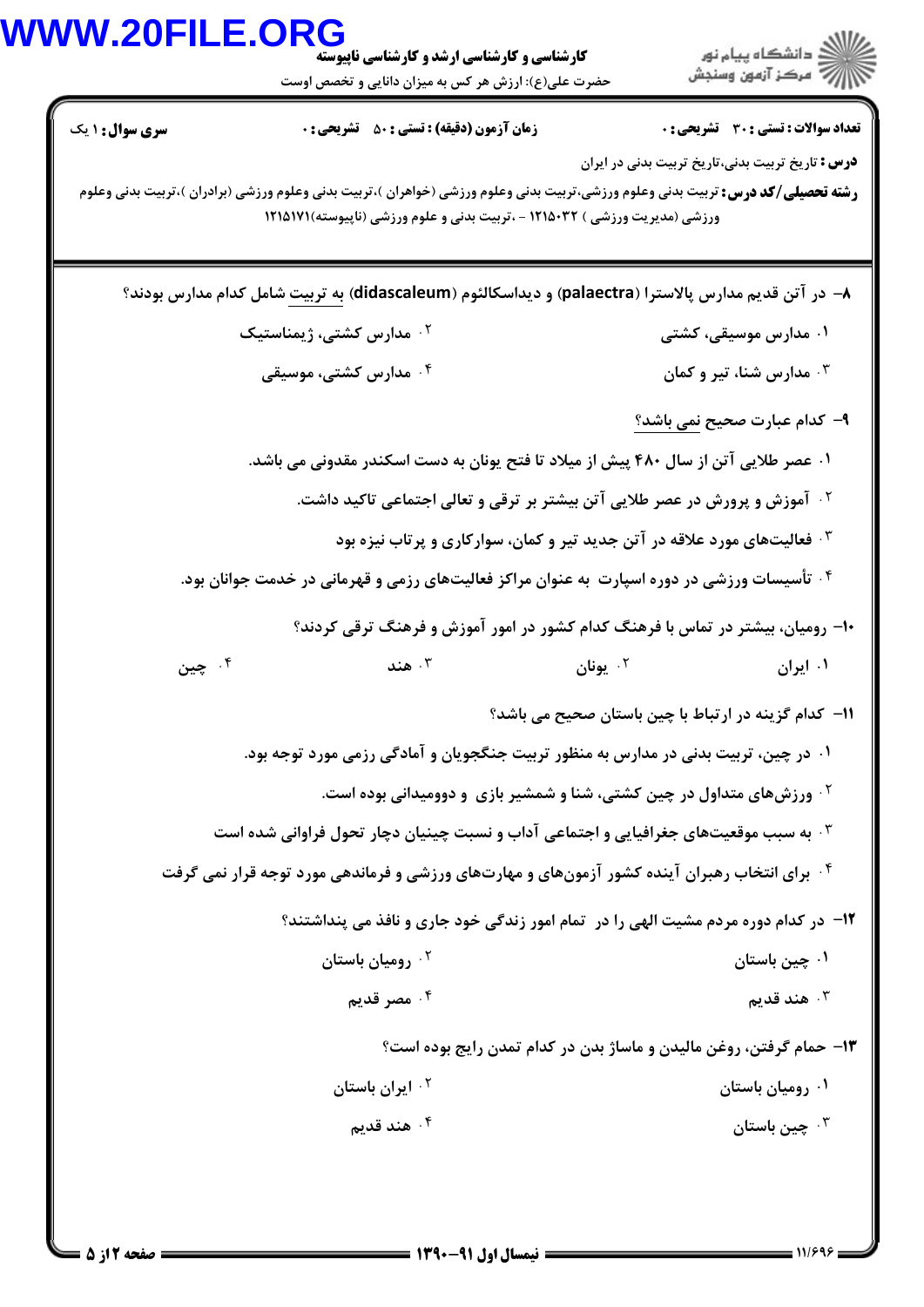**کارشناسی و کارشناسی ارشد و کارشناسی ناپیوسته**

حضرت علی(ع): ارزش هر کس به میزان دانایی و تخصص اوست

**سری سوال:** ۱ یک | **زمان آزمون (دقیقه) : تستی :** ۵۰ **تشریحی :** ۰ | **تعداد سوالات : تستی :** ۳۰ **تشریحی :** ۰

**درس :** تاریخ تربیت بدنی،تاریخ تربیت بدنی در ایران

**رشته تحصیلی/کد درس:** تربیت بدنی وعلوم ورزشی،تربیت بدنی وعلوم ورزشی (خواهران )،تربیت بدنی وعلوم ورزشی (برادران )،تربیت بدنی وعلوم ورزشی (مدیریت ورزشی ) ۱۲۱۵۰۳۲ - ،تربیت بدنی و علوم ورزشی (ناپیوسته)۱۲۱۵۱۷۱

---

۸– در آتن قدیم مدارس پالاسترا (palaectra) و دیداسکالئوم (didascaleum) به تربیت شامل کدام مدارس بودند؟

۱. مدارس موسیقی، کشتی

۲. مدارس کشتی، ژیمناستیک

۳. مدارس شنا، تیر و کمان

۴. مدارس کشتی، موسیقی

۹– کدام عبارت صحیح نمی باشد؟

۱. عصر طلایی آتن از سال ۴۸۰ پیش از میلاد تا فتح یونان به دست اسکندر مقدونی می باشد.

۲. آموزش و پرورش در عصر طلایی آتن بیشتر بر ترقی و تعالی اجتماعی تاکید داشت.

۳. فعالیت‌های مورد علاقه در آتن جدید تیر و کمان، سوارکاری و پرتاب نیزه بود

۴. تأسیسات ورزشی در دوره اسپارت به عنوان مراکز فعالیت‌های رزمی و قهرمانی در خدمت جوانان بود.

۱۰– رومیان، بیشتر در تماس با فرهنگ کدام کشور در امور آموزش و فرهنگ ترقی کردند؟

۱. ایران

۲. یونان

۳. هند

۴. چین

۱۱– کدام گزینه در ارتباط با چین باستان صحیح می باشد؟

۱. در چین، تربیت بدنی در مدارس به منظور تربیت جنگجویان و آمادگی رزمی مورد توجه بود.

۲. ورزش‌های متداول در چین کشتی، شنا و شمشیر بازی و دوومیدانی بوده است.

۳. به سبب موقعیت‌های جغرافیایی و اجتماعی آداب و نسبت چینیان دچار تحول فراوانی شده است

۴. برای انتخاب رهبران آینده کشور آزمون‌های و مهارت‌های ورزشی و فرماندهی مورد توجه قرار نمی گرفت

۱۲– در کدام دوره مردم مشیت الهی را در تمام امور زندگی خود جاری و نافذ می پنداشتند؟

۱. چین باستان

۲. رومیان باستان

۳. هند قدیم

۴. مصر قدیم

۱۳– حمام گرفتن، روغن مالیدن و ماساژ بدن در کدام تمدن رایج بوده است؟

۱. رومیان باستان

۲. ایران باستان

۳. چین باستان

۴. هند قدیم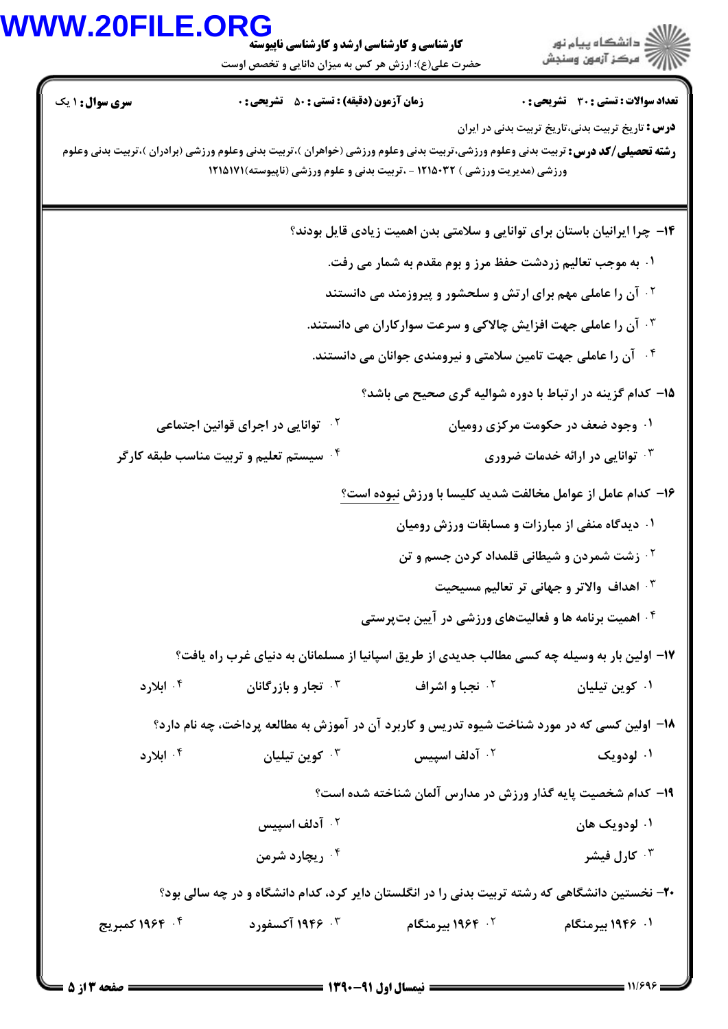**کارشناسی و کارشناسی ارشد و کارشناسی ناپیوسته**

حضرت علی(ع): ارزش هر کس به میزان دانایی و تخصص اوست

**سری سوال:** ۱ یک | **زمان آزمون (دقیقه) : تستی :** ۵۰ **تشریحی :** ۰ | **تعداد سوالات : تستی :** ۳۰ **تشریحی :** ۰

**درس :** تاریخ تربیت بدنی،تاریخ تربیت بدنی در ایران

**رشته تحصیلی/کد درس :** تربیت بدنی وعلوم ورزشی،تربیت بدنی وعلوم ورزشی (خواهران )،تربیت بدنی وعلوم ورزشی (برادران )،تربیت بدنی وعلوم ورزشی (مدیریت ورزشی ) ۱۲۱۵۰۳۲ - ،تربیت بدنی و علوم ورزشی (ناپیوسته)۱۲۱۵۱۷۱

---

**۱۴-** چرا ایرانیان باستان برای توانایی و سلامتی بدن اهمیت زیادی قایل بودند؟

۱. به موجب تعالیم زردشت حفظ مرز و بوم مقدم به شمار می رفت.

۲. آن را عاملی مهم برای ارتش و سلحشور و پیروزمند می دانستند

۳. آن را عاملی جهت افزایش چالاکی و سرعت سوارکاران می دانستند.

۴. آن را عاملی جهت تامین سلامتی و نیرومندی جوانان می دانستند.

**۱۵-** کدام گزینه در ارتباط با دوره شوالیه گری صحیح می باشد؟

۱. وجود ضعف در حکومت مرکزی رومیان

۲. توانایی در اجرای قوانین اجتماعی

۳. توانایی در ارائه خدمات ضروری

۴. سیستم تعلیم و تربیت مناسب طبقه کارگر

**۱۶-** کدام عامل از عوامل مخالفت شدید کلیسا با ورزش نبوده است؟

۱. دیدگاه منفی از مبارزات و مسابقات ورزش رومیان

۲. زشت شمردن و شیطانی قلمداد کردن جسم و تن

۳. اهداف والاتر و جهانی تر تعالیم مسیحیت

۴. اهمیت برنامه ها و فعالیت‌های ورزشی در آیین بت‌پرستی

**۱۷-** اولین بار به وسیله چه کسی مطالب جدیدی از طریق اسپانیا از مسلمانان به دنیای غرب راه یافت؟

۱. کوین تیلیان

۲. نجبا و اشراف

۳. تجار و بازرگانان

۴. ابلارد

**۱۸-** اولین کسی که در مورد شناخت شیوه تدریس و کاربرد آن در آموزش به مطالعه پرداخت، چه نام دارد؟

۱. لودویک

۲. آدلف اسپیس

۳. کوین تیلیان

۴. ابلارد

**۱۹-** کدام شخصیت پایه گذار ورزش در مدارس آلمان شناخته شده است؟

۱. لودویک هان

۲. آدلف اسپیس

۳. کارل فیشر

۴. ریچارد شرمن

**۲۰-** نخستین دانشگاهی که رشته تربیت بدنی را در انگلستان دایر کرد، کدام دانشگاه و در چه سالی بود؟

۱. ۱۹۴۶ بیرمنگام

۲. ۱۹۶۴ بیرمنگام

۳. ۱۹۴۶ آکسفورد

۴. ۱۹۶۴ کمبریج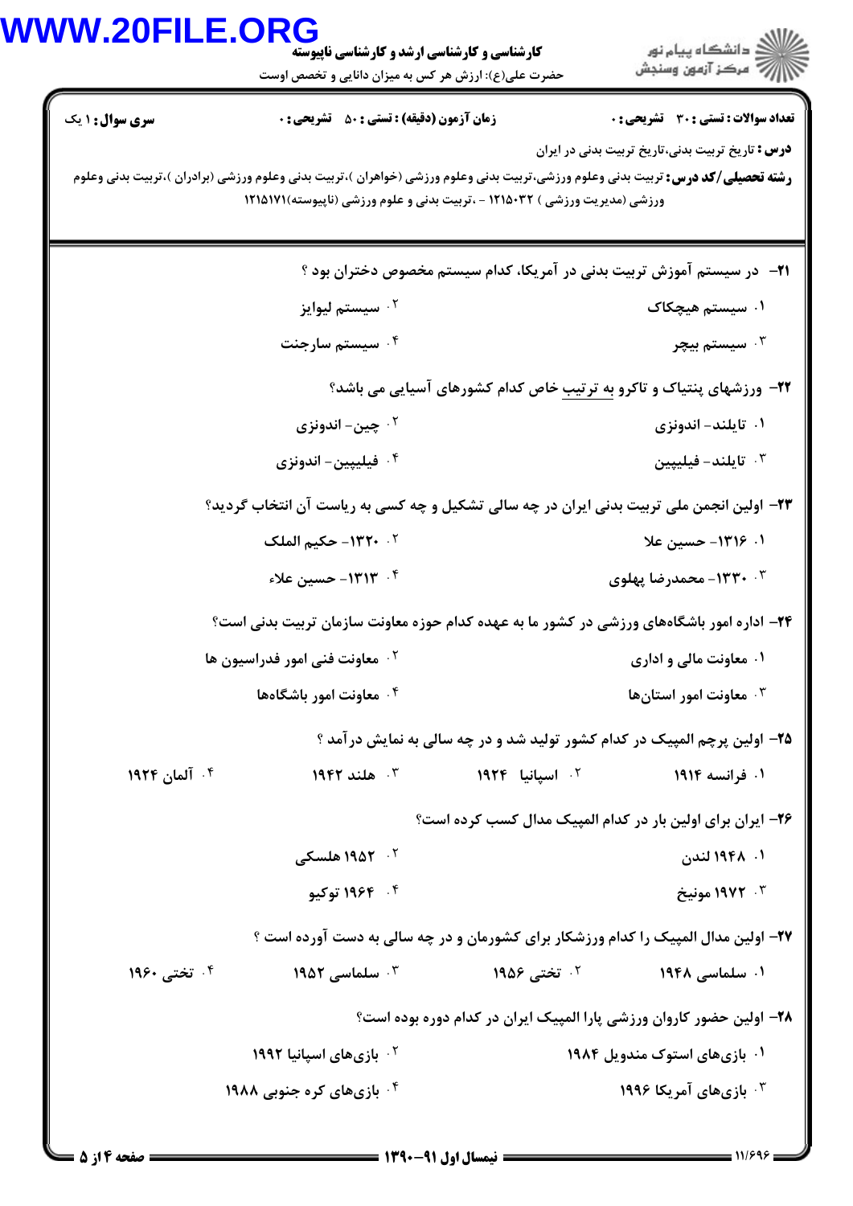**کارشناسی و کارشناسی ارشد و کارشناسی ناپیوسته**

حضرت علی(ع): ارزش هر کس به میزان دانایی و تخصص اوست

**تعداد سوالات : تستی : ۳۰ تشریحی : ۰** | **زمان آزمون (دقیقه) : تستی : ۵۰ تشریحی : ۰** | **سری سوال : ۱ یک**

**درس :** تاریخ تربیت بدنی،تاریخ تربیت بدنی در ایران

**رشته تحصیلی/کد درس :** تربیت بدنی وعلوم ورزشی،تربیت بدنی وعلوم ورزشی (خواهران )،تربیت بدنی وعلوم ورزشی (برادران )،تربیت بدنی وعلوم ورزشی (مدیریت ورزشی ) ۱۲۱۵۰۳۲ - ،تربیت بدنی و علوم ورزشی (ناپیوسته)۱۲۱۵۱۷۱

---

**۲۱-** در سیستم آموزش تربیت بدنی در آمریکا، کدام سیستم مخصوص دختران بود ؟

۱. سیستم هیچکاک

۲. سیستم لیوایز

۳. سیستم بیچر

۴. سیستم سارجنت

**۲۲-** ورزشهای پنتیاک و تاکرو به ترتیب خاص کدام کشورهای آسیایی می باشد؟

۱. تایلند- اندونزی

۲. چین- اندونزی

۳. تایلند- فیلیپین

۴. فیلیپین- اندونزی

**۲۳-** اولین انجمن ملی تربیت بدنی ایران در چه سالی تشکیل و چه کسی به ریاست آن انتخاب گردید؟

۱. ۱۳۱۶- حسین علا

۲. ۱۳۲۰- حکیم الملک

۳. ۱۳۳۰- محمدرضا پهلوی

۴. ۱۳۱۳- حسین علاء

**۲۴-** اداره امور باشگاه‌های ورزشی در کشور ما به عهده کدام حوزه معاونت سازمان تربیت بدنی است؟

۱. معاونت مالی و اداری

۲. معاونت فنی امور فدراسیون ها

۳. معاونت امور استان‌ها

۴. معاونت امور باشگاه‌ها

**۲۵-** اولین پرچم المپیک در کدام کشور تولید شد و در چه سالی به نمایش درآمد ؟

۱. فرانسه ۱۹۱۴

۲. اسپانیا ۱۹۲۴

۳. هلند ۱۹۴۲

۴. آلمان ۱۹۲۴

**۲۶-** ایران برای اولین بار در کدام المپیک مدال کسب کرده است؟

۱. ۱۹۴۸ لندن

۲. ۱۹۵۲ هلسکی

۳. ۱۹۷۲ مونیخ

۴. ۱۹۶۴ توکیو

**۲۷-** اولین مدال المپیک را کدام ورزشکار برای کشورمان و در چه سالی به دست آورده است ؟

۱. سلماسی ۱۹۴۸

۲. تختی ۱۹۵۶

۳. سلماسی ۱۹۵۲

۴. تختی ۱۹۶۰

**۲۸-** اولین حضور کاروان ورزشی پارا المپیک ایران در کدام دوره بوده است؟

۱. بازی‌های استوک مندویل ۱۹۸۴

۲. بازی‌های اسپانیا ۱۹۹۲

۳. بازی‌های آمریکا ۱۹۹۶

۴. بازی‌های کره جنوبی ۱۹۸۸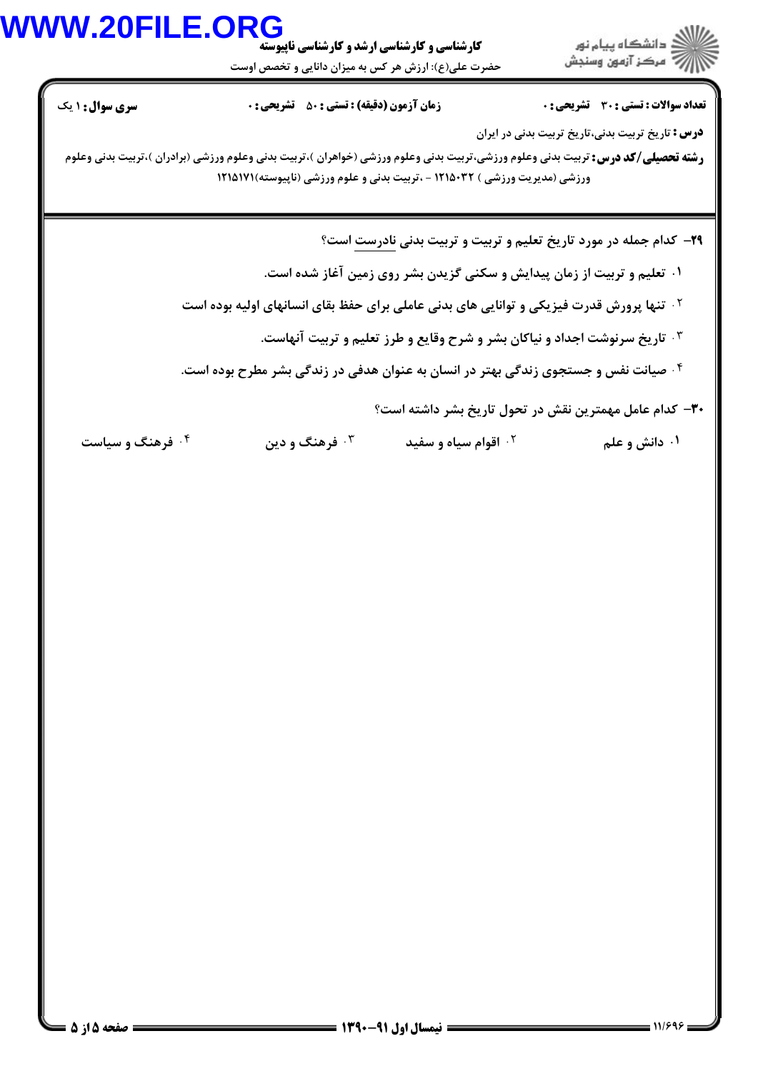**۲۹**– کدام جمله در مورد تاریخ تعلیم و تربیت و تربیت بدنی نادرست است؟

۱. تعلیم و تربیت از زمان پیدایش و سکنی گزیدن بشر روی زمین آغاز شده است.

۲. تنها پرورش قدرت فیزیکی و توانایی های بدنی عاملی برای حفظ بقای انسانهای اولیه بوده است

۳. تاریخ سرنوشت اجداد و نیاکان بشر و شرح وقایع و طرز تعلیم و تربیت آنهاست.

۴. صیانت نفس و جستجوی زندگی بهتر در انسان به عنوان هدفی در زندگی بشر مطرح بوده است.

**۳۰**– کدام عامل مهمترین نقش در تحول تاریخ بشر داشته است؟

۱. دانش و علم

۲. اقوام سیاه و سفید

۳. فرهنگ و دین

۴. فرهنگ و سیاست